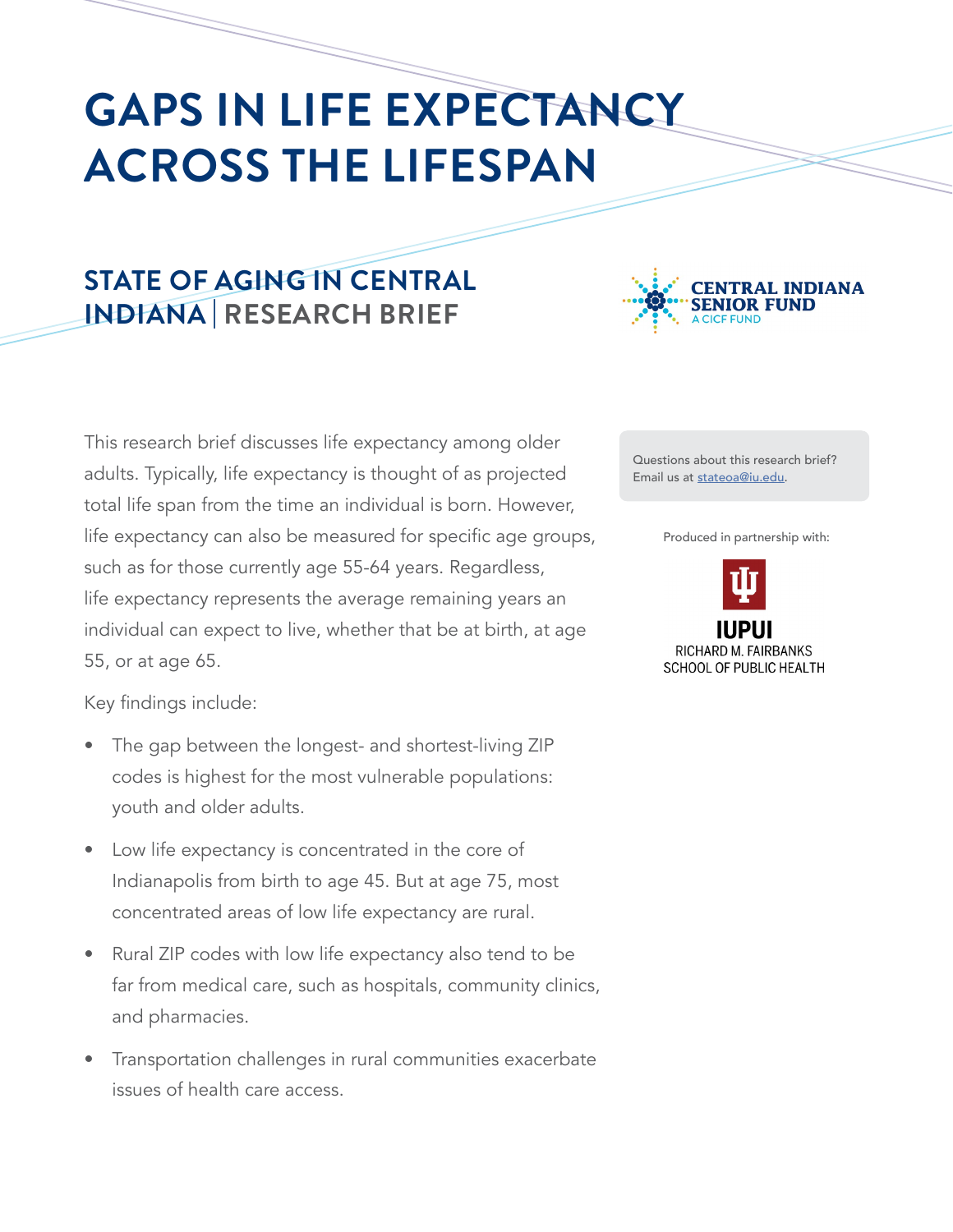# GAPS IN LIFE EXPECTANCY ACROSS THE LIFESPAN

## STATE OF AGING IN CENTRAL INDIANA | RESEARCH BRIEF

CENTRAL INDIANA SENIOR FUND
A CICF FUND

Questions about this research brief? Email us at stateoa@iu.edu.

Produced in partnership with:

IUPUI
RICHARD M. FAIRBANKS SCHOOL OF PUBLIC HEALTH

This research brief discusses life expectancy among older adults. Typically, life expectancy is thought of as projected total life span from the time an individual is born. However, life expectancy can also be measured for specific age groups, such as for those currently age 55-64 years. Regardless, life expectancy represents the average remaining years an individual can expect to live, whether that be at birth, at age 55, or at age 65.

Key findings include:

- The gap between the longest- and shortest-living ZIP codes is highest for the most vulnerable populations: youth and older adults.
- Low life expectancy is concentrated in the core of Indianapolis from birth to age 45. But at age 75, most concentrated areas of low life expectancy are rural.
- Rural ZIP codes with low life expectancy also tend to be far from medical care, such as hospitals, community clinics, and pharmacies.
- Transportation challenges in rural communities exacerbate issues of health care access.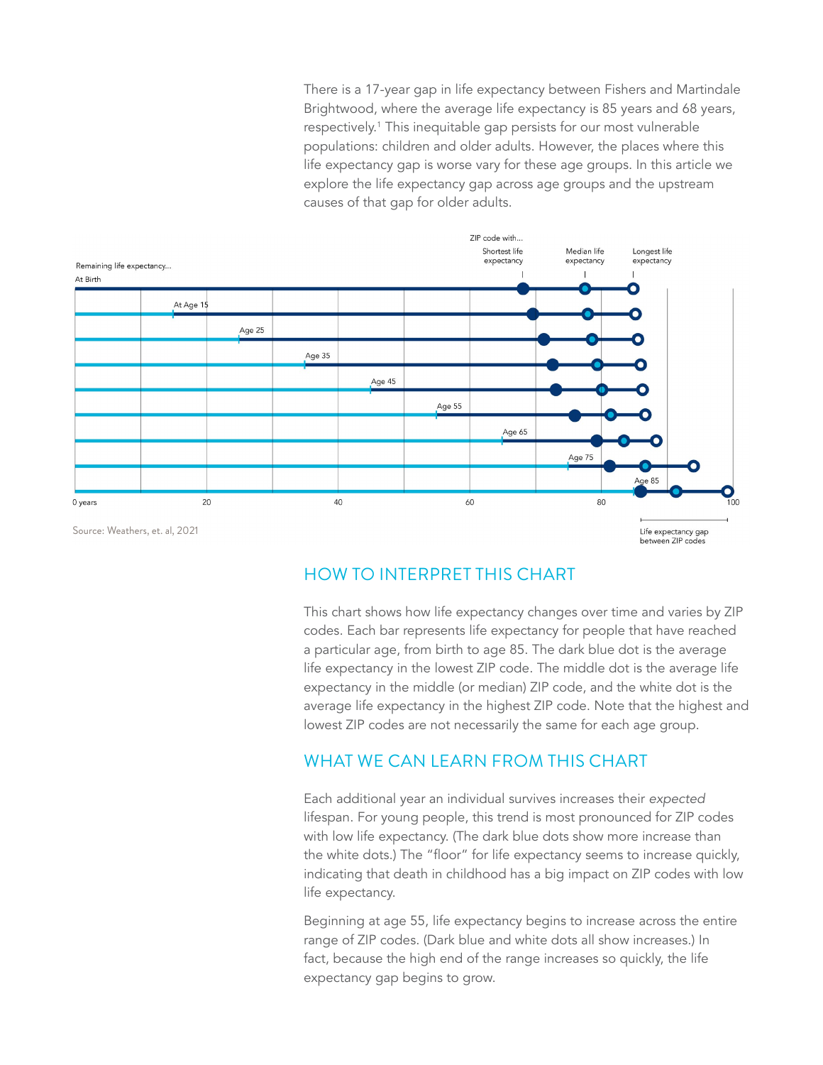There is a 17-year gap in life expectancy between Fishers and Martindale Brightwood, where the average life expectancy is 85 years and 68 years, respectively.[1] This inequitable gap persists for our most vulnerable populations: children and older adults. However, the places where this life expectancy gap is worse vary for these age groups. In this article we explore the life expectancy gap across age groups and the upstream causes of that gap for older adults.

Remaining life expectancy...

ZIP code with... Shortest life expectancy | Median life expectancy | Longest life expectancy

At Birth, At Age 15, Age 25, Age 35, Age 45, Age 55, Age 65, Age 75, Age 85

0 years, 20, 40, 60, 80, 100

Life expectancy gap between ZIP codes

Source: Weathers, et. al, 2021

## HOW TO INTERPRET THIS CHART

This chart shows how life expectancy changes over time and varies by ZIP codes. Each bar represents life expectancy for people that have reached a particular age, from birth to age 85. The dark blue dot is the average life expectancy in the lowest ZIP code. The middle dot is the average life expectancy in the middle (or median) ZIP code, and the white dot is the average life expectancy in the highest ZIP code. Note that the highest and lowest ZIP codes are not necessarily the same for each age group.

## WHAT WE CAN LEARN FROM THIS CHART

Each additional year an individual survives increases their *expected* lifespan. For young people, this trend is most pronounced for ZIP codes with low life expectancy. (The dark blue dots show more increase than the white dots.) The "floor" for life expectancy seems to increase quickly, indicating that death in childhood has a big impact on ZIP codes with low life expectancy.

Beginning at age 55, life expectancy begins to increase across the entire range of ZIP codes. (Dark blue and white dots all show increases.) In fact, because the high end of the range increases so quickly, the life expectancy gap begins to grow.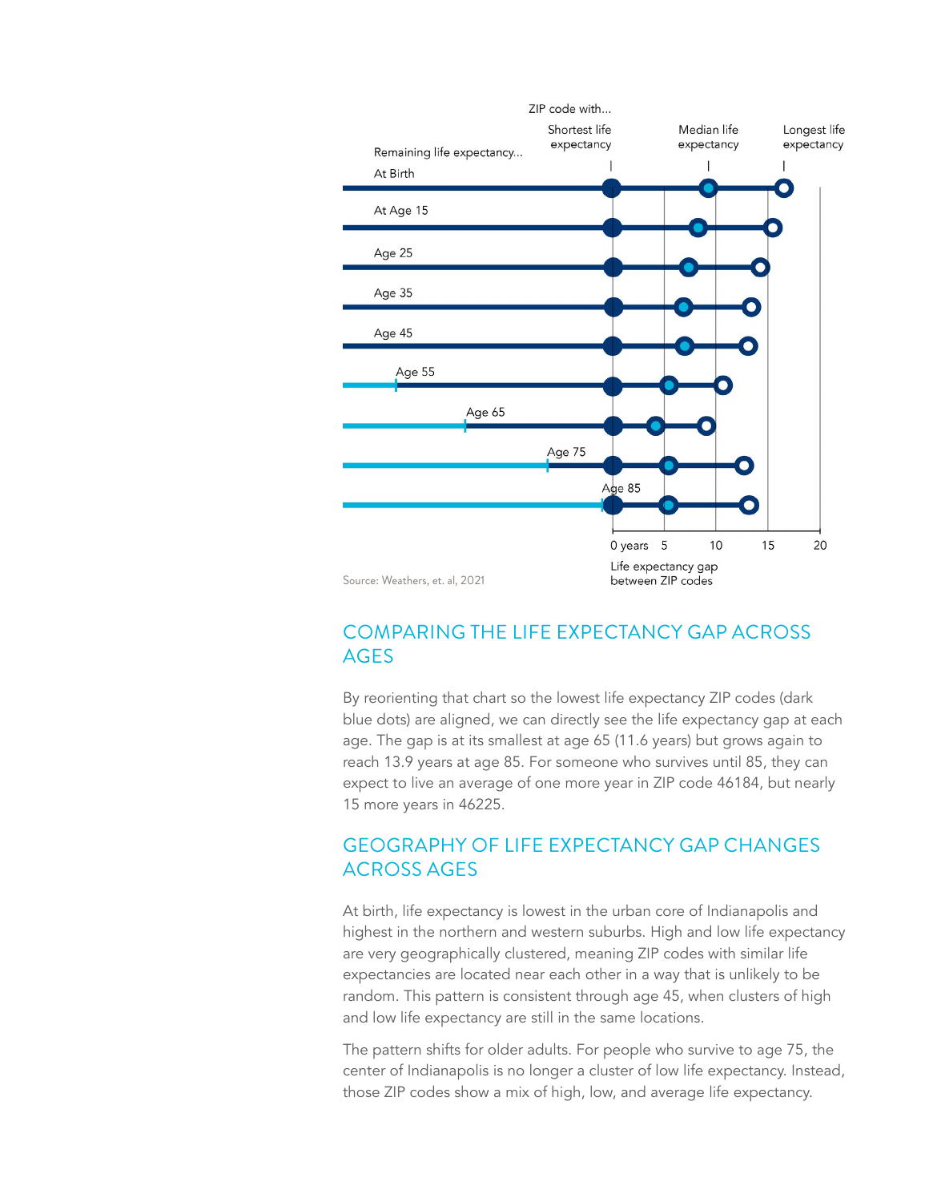ZIP code with...

Shortest life expectancy | Median life expectancy | Longest life expectancy

Remaining life expectancy...

At Birth

At Age 15

Age 25

Age 35

Age 45

Age 55

Age 65

Age 75

Age 85

0 years 5 10 15 20

Life expectancy gap between ZIP codes

Source: Weathers, et. al, 2021

## COMPARING THE LIFE EXPECTANCY GAP ACROSS AGES

By reorienting that chart so the lowest life expectancy ZIP codes (dark blue dots) are aligned, we can directly see the life expectancy gap at each age. The gap is at its smallest at age 65 (11.6 years) but grows again to reach 13.9 years at age 85. For someone who survives until 85, they can expect to live an average of one more year in ZIP code 46184, but nearly 15 more years in 46225.

## GEOGRAPHY OF LIFE EXPECTANCY GAP CHANGES ACROSS AGES

At birth, life expectancy is lowest in the urban core of Indianapolis and highest in the northern and western suburbs. High and low life expectancy are very geographically clustered, meaning ZIP codes with similar life expectancies are located near each other in a way that is unlikely to be random. This pattern is consistent through age 45, when clusters of high and low life expectancy are still in the same locations.

The pattern shifts for older adults. For people who survive to age 75, the center of Indianapolis is no longer a cluster of low life expectancy. Instead, those ZIP codes show a mix of high, low, and average life expectancy.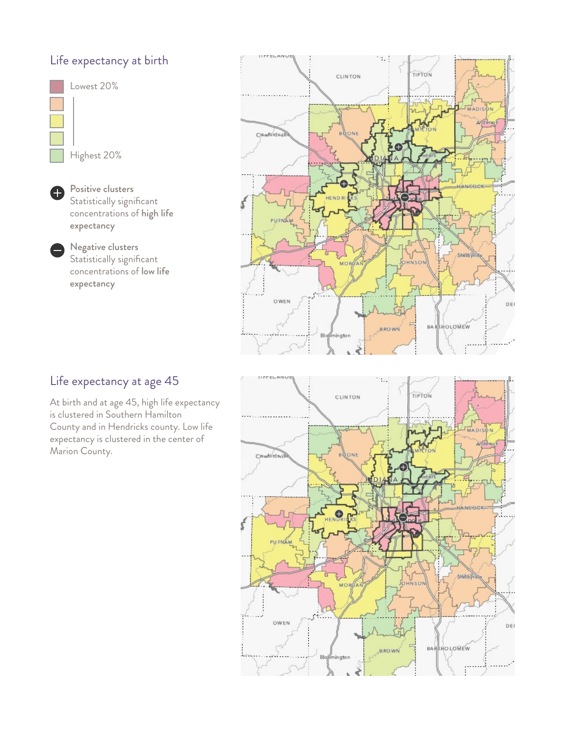## Life expectancy at birth

Lowest 20%

Highest 20%

**Positive clusters**
Statistically significant concentrations of **high life expectancy**

**Negative clusters**
Statistically significant concentrations of **low life expectancy**

## Life expectancy at age 45

At birth and at age 45, high life expectancy is clustered in Southern Hamilton County and in Hendricks county. Low life expectancy is clustered in the center of Marion County.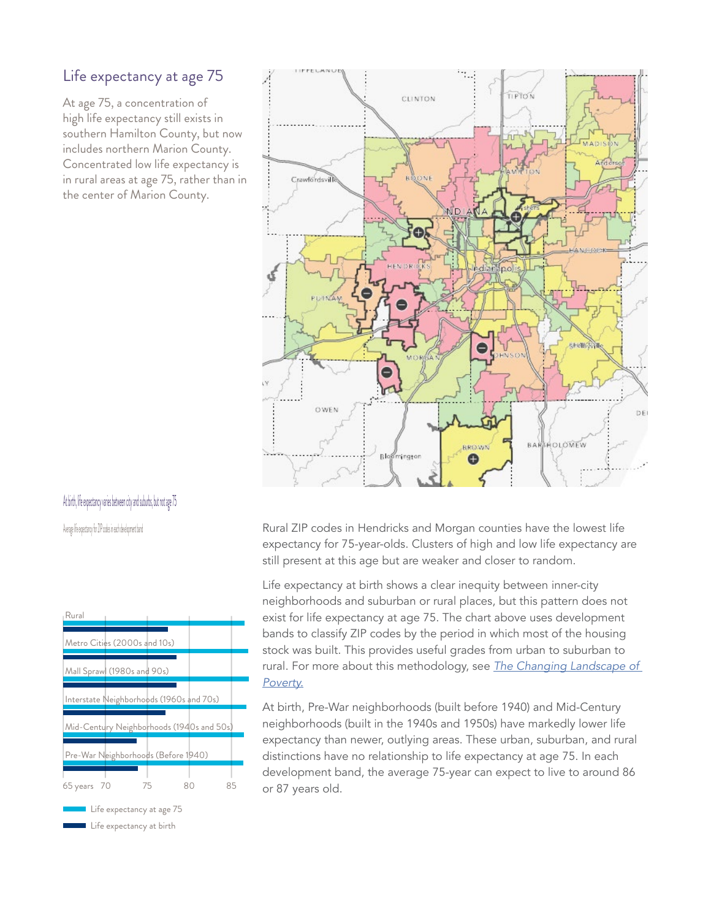## Life expectancy at age 75

At age 75, a concentration of high life expectancy still exists in southern Hamilton County, but now includes northern Marion County. Concentrated low life expectancy is in rural areas at age 75, rather than in the center of Marion County.

At birth, life expectancy varies between city and suburbs, but not age 75

Average life expectancy for ZIP codes in each development band

Rural ZIP codes in Hendricks and Morgan counties have the lowest life expectancy for 75-year-olds. Clusters of high and low life expectancy are still present at this age but are weaker and closer to random.

Life expectancy at birth shows a clear inequity between inner-city neighborhoods and suburban or rural places, but this pattern does not exist for life expectancy at age 75. The chart above uses development bands to classify ZIP codes by the period in which most of the housing stock was built. This provides useful grades from urban to suburban to rural. For more about this methodology, see [The Changing Landscape of Poverty.]()

At birth, Pre-War neighborhoods (built before 1940) and Mid-Century neighborhoods (built in the 1940s and 1950s) have markedly lower life expectancy than newer, outlying areas. These urban, suburban, and rural distinctions have no relationship to life expectancy at age 75. In each development band, the average 75-year can expect to live to around 86 or 87 years old.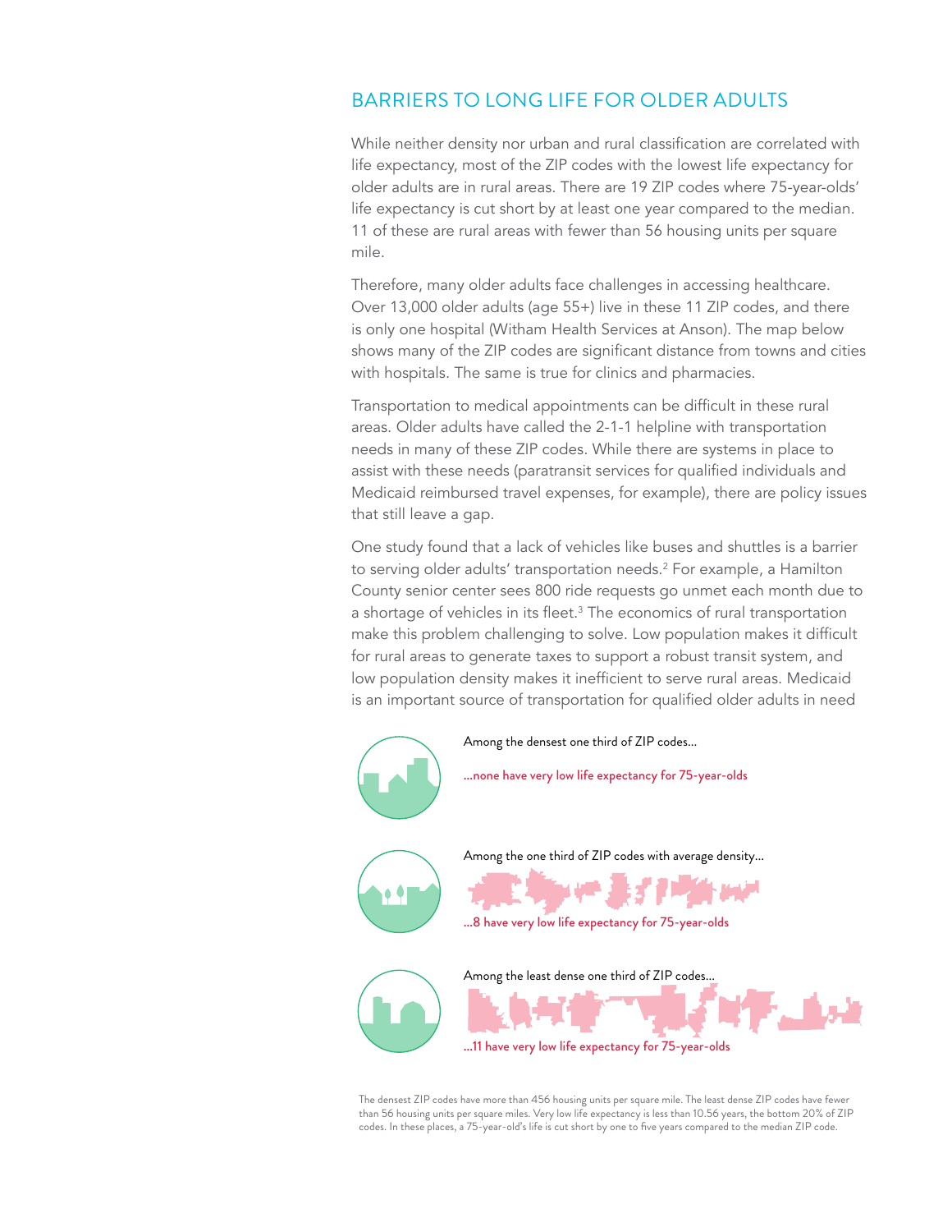## BARRIERS TO LONG LIFE FOR OLDER ADULTS

While neither density nor urban and rural classification are correlated with life expectancy, most of the ZIP codes with the lowest life expectancy for older adults are in rural areas. There are 19 ZIP codes where 75-year-olds' life expectancy is cut short by at least one year compared to the median. 11 of these are rural areas with fewer than 56 housing units per square mile.

Therefore, many older adults face challenges in accessing healthcare. Over 13,000 older adults (age 55+) live in these 11 ZIP codes, and there is only one hospital (Witham Health Services at Anson). The map below shows many of the ZIP codes are significant distance from towns and cities with hospitals. The same is true for clinics and pharmacies.

Transportation to medical appointments can be difficult in these rural areas. Older adults have called the 2-1-1 helpline with transportation needs in many of these ZIP codes. While there are systems in place to assist with these needs (paratransit services for qualified individuals and Medicaid reimbursed travel expenses, for example), there are policy issues that still leave a gap.

One study found that a lack of vehicles like buses and shuttles is a barrier to serving older adults' transportation needs.[2] For example, a Hamilton County senior center sees 800 ride requests go unmet each month due to a shortage of vehicles in its fleet.[3] The economics of rural transportation make this problem challenging to solve. Low population makes it difficult for rural areas to generate taxes to support a robust transit system, and low population density makes it inefficient to serve rural areas. Medicaid is an important source of transportation for qualified older adults in need

Among the densest one third of ZIP codes...

...none have very low life expectancy for 75-year-olds

Among the one third of ZIP codes with average density...

...8 have very low life expectancy for 75-year-olds

Among the least dense one third of ZIP codes...

...11 have very low life expectancy for 75-year-olds

The densest ZIP codes have more than 456 housing units per square mile. The least dense ZIP codes have fewer than 56 housing units per square miles. Very low life expectancy is less than 10.56 years, the bottom 20% of ZIP codes. In these places, a 75-year-old's life is cut short by one to five years compared to the median ZIP code.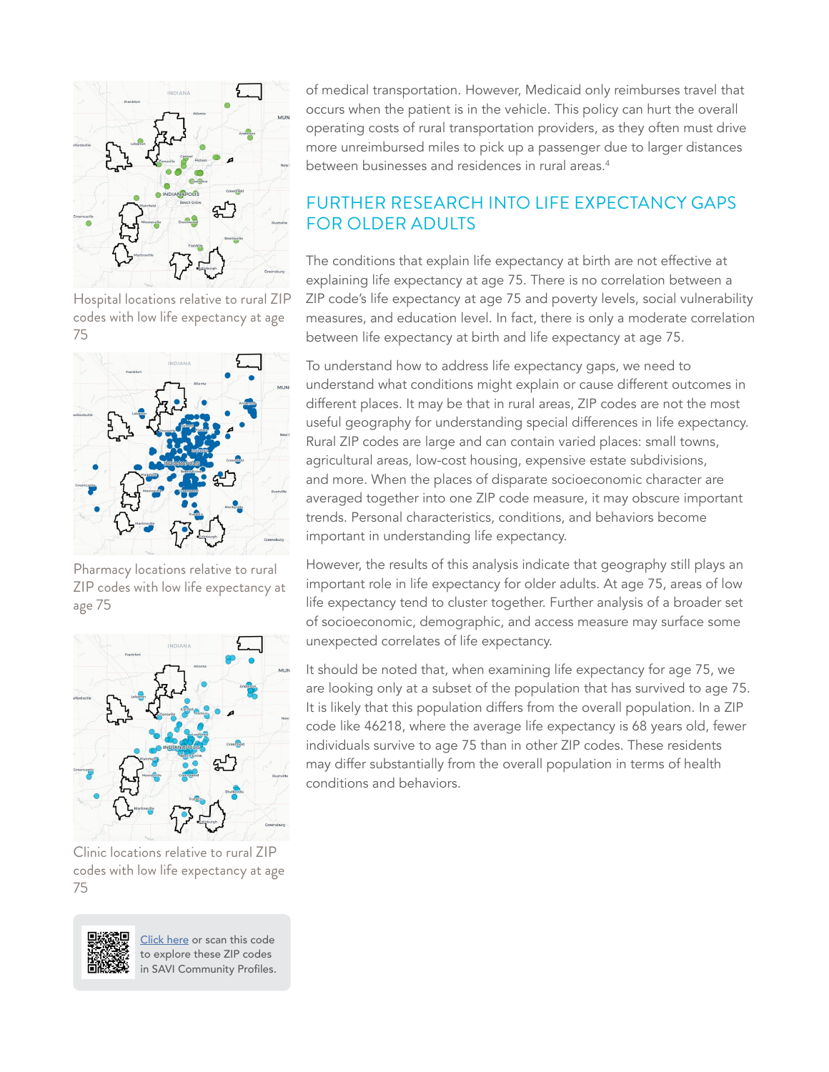Hospital locations relative to rural ZIP codes with low life expectancy at age 75

Pharmacy locations relative to rural ZIP codes with low life expectancy at age 75

Clinic locations relative to rural ZIP codes with low life expectancy at age 75

Click here or scan this code to explore these ZIP codes in SAVI Community Profiles.

of medical transportation. However, Medicaid only reimburses travel that occurs when the patient is in the vehicle. This policy can hurt the overall operating costs of rural transportation providers, as they often must drive more unreimbursed miles to pick up a passenger due to larger distances between businesses and residences in rural areas.[4]

## FURTHER RESEARCH INTO LIFE EXPECTANCY GAPS FOR OLDER ADULTS

The conditions that explain life expectancy at birth are not effective at explaining life expectancy at age 75. There is no correlation between a ZIP code's life expectancy at age 75 and poverty levels, social vulnerability measures, and education level. In fact, there is only a moderate correlation between life expectancy at birth and life expectancy at age 75.

To understand how to address life expectancy gaps, we need to understand what conditions might explain or cause different outcomes in different places. It may be that in rural areas, ZIP codes are not the most useful geography for understanding special differences in life expectancy. Rural ZIP codes are large and can contain varied places: small towns, agricultural areas, low-cost housing, expensive estate subdivisions, and more. When the places of disparate socioeconomic character are averaged together into one ZIP code measure, it may obscure important trends. Personal characteristics, conditions, and behaviors become important in understanding life expectancy.

However, the results of this analysis indicate that geography still plays an important role in life expectancy for older adults. At age 75, areas of low life expectancy tend to cluster together. Further analysis of a broader set of socioeconomic, demographic, and access measure may surface some unexpected correlates of life expectancy.

It should be noted that, when examining life expectancy for age 75, we are looking only at a subset of the population that has survived to age 75. It is likely that this population differs from the overall population. In a ZIP code like 46218, where the average life expectancy is 68 years old, fewer individuals survive to age 75 than in other ZIP codes. These residents may differ substantially from the overall population in terms of health conditions and behaviors.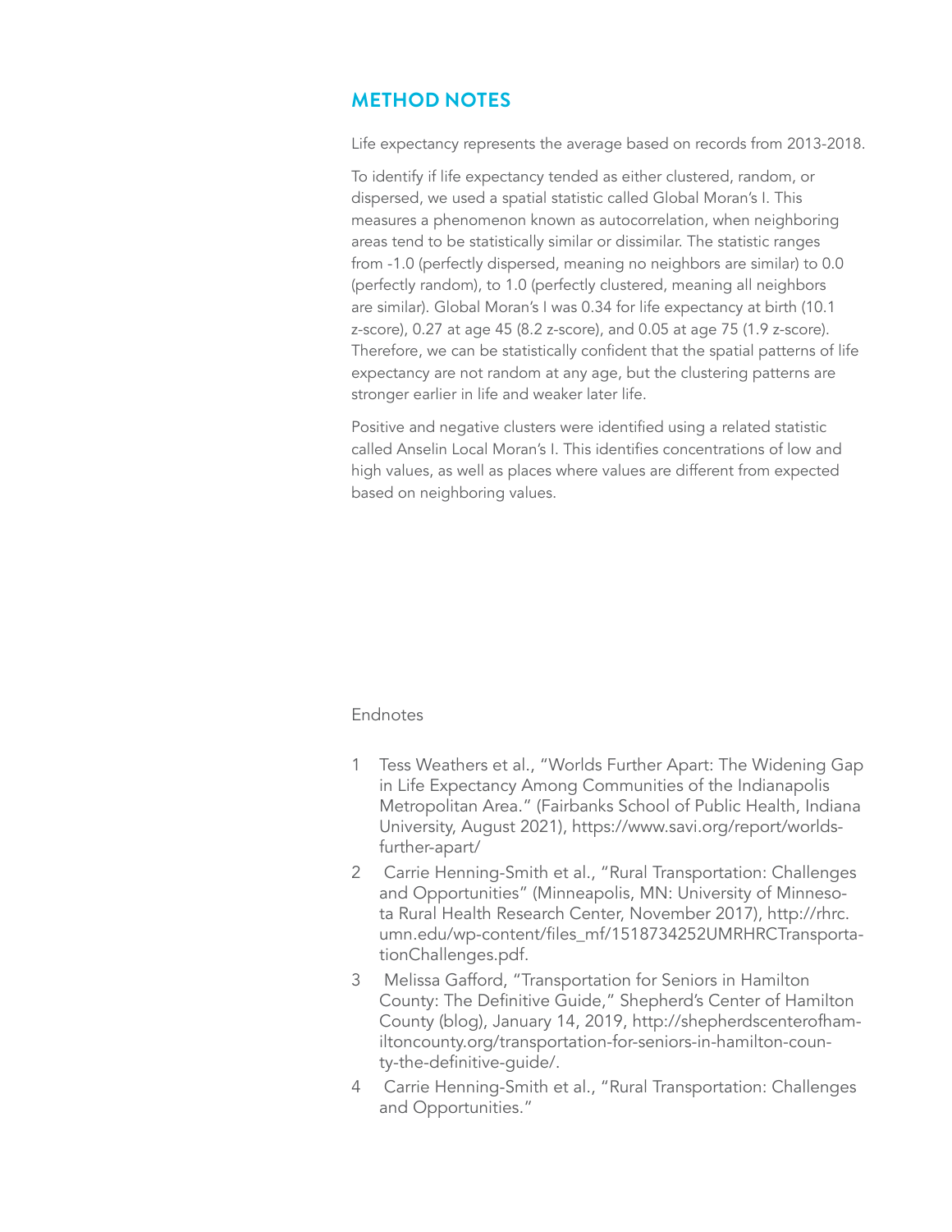## METHOD NOTES

Life expectancy represents the average based on records from 2013-2018.

To identify if life expectancy tended as either clustered, random, or dispersed, we used a spatial statistic called Global Moran's I. This measures a phenomenon known as autocorrelation, when neighboring areas tend to be statistically similar or dissimilar. The statistic ranges from -1.0 (perfectly dispersed, meaning no neighbors are similar) to 0.0 (perfectly random), to 1.0 (perfectly clustered, meaning all neighbors are similar). Global Moran's I was 0.34 for life expectancy at birth (10.1 z-score), 0.27 at age 45 (8.2 z-score), and 0.05 at age 75 (1.9 z-score). Therefore, we can be statistically confident that the spatial patterns of life expectancy are not random at any age, but the clustering patterns are stronger earlier in life and weaker later life.

Positive and negative clusters were identified using a related statistic called Anselin Local Moran's I. This identifies concentrations of low and high values, as well as places where values are different from expected based on neighboring values.

Endnotes

1. Tess Weathers et al., "Worlds Further Apart: The Widening Gap in Life Expectancy Among Communities of the Indianapolis Metropolitan Area." (Fairbanks School of Public Health, Indiana University, August 2021), https://www.savi.org/report/worlds-further-apart/
2. Carrie Henning-Smith et al., "Rural Transportation: Challenges and Opportunities" (Minneapolis, MN: University of Minnesota Rural Health Research Center, November 2017), http://rhrc.umn.edu/wp-content/files_mf/1518734252UMRHRCTransportationChallenges.pdf.
3. Melissa Gafford, "Transportation for Seniors in Hamilton County: The Definitive Guide," Shepherd's Center of Hamilton County (blog), January 14, 2019, http://shepherdscenterofhamiltoncounty.org/transportation-for-seniors-in-hamilton-county-the-definitive-guide/.
4. Carrie Henning-Smith et al., "Rural Transportation: Challenges and Opportunities."